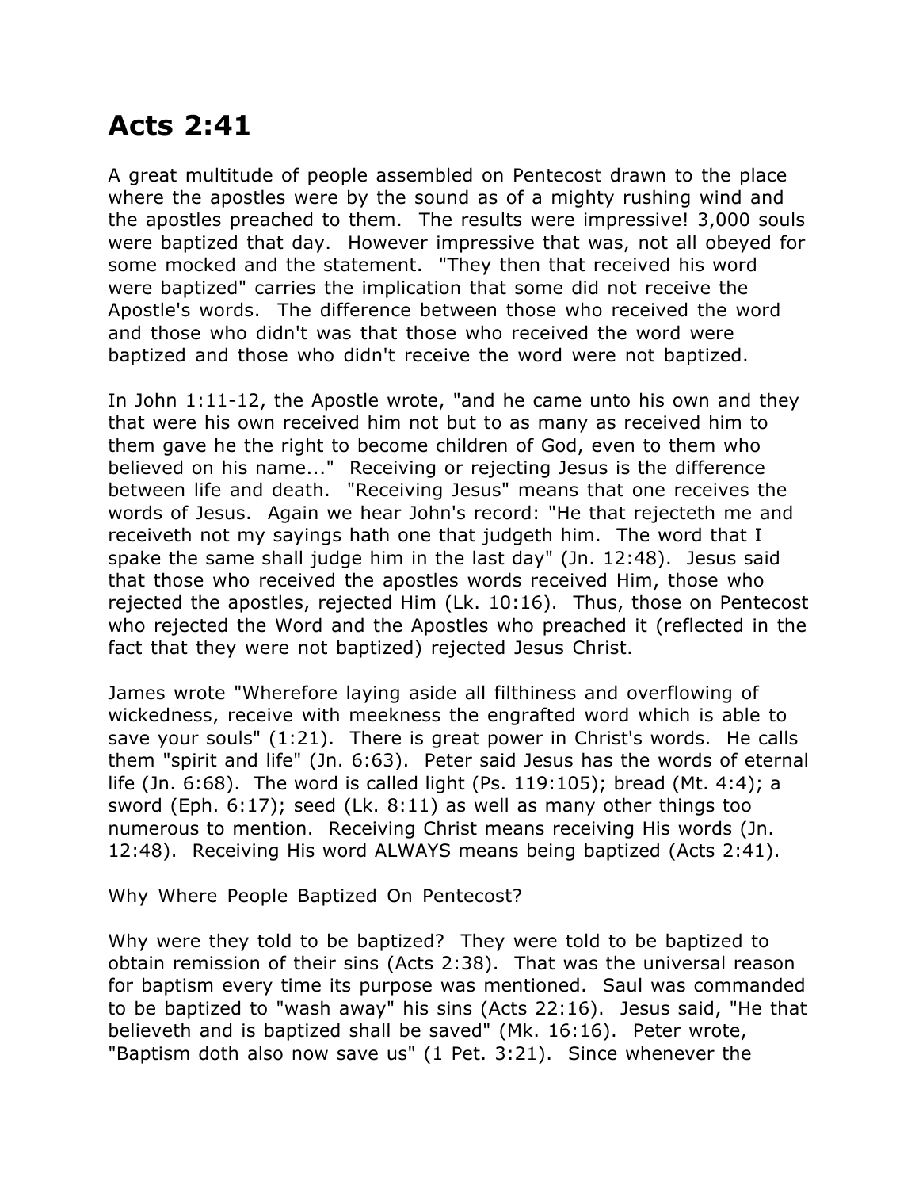# Acts 2:41

A great multitude of people assembled on Pentecost drawn to the place where the apostles were by the sound as of a mighty rushing wind and the apostles preached to them. The results were impressive! 3,000 souls were baptized that day. However impressive that was, not all obeyed for some mocked and the statement. "They then that received his word were baptized" carries the implication that some did not receive the Apostle's words. The difference between those who received the word and those who didn't was that those who received the word were baptized and those who didn't receive the word were not baptized.

In John 1:11-12, the Apostle wrote, "and he came unto his own and they that were his own received him not but to as many as received him to them gave he the right to become children of God, even to them who believed on his name..." Receiving or rejecting Jesus is the difference between life and death. "Receiving Jesus" means that one receives the words of Jesus. Again we hear John's record: "He that rejecteth me and receiveth not my sayings hath one that judgeth him. The word that I spake the same shall judge him in the last day" (Jn. 12:48). Jesus said that those who received the apostles words received Him, those who rejected the apostles, rejected Him (Lk. 10:16). Thus, those on Pentecost who rejected the Word and the Apostles who preached it (reflected in the fact that they were not baptized) rejected Jesus Christ.

James wrote "Wherefore laying aside all filthiness and overflowing of wickedness, receive with meekness the engrafted word which is able to save your souls" (1:21). There is great power in Christ's words. He calls them "spirit and life" (Jn. 6:63). Peter said Jesus has the words of eternal life (Jn. 6:68). The word is called light (Ps. 119:105); bread (Mt. 4:4); a sword (Eph. 6:17); seed (Lk. 8:11) as well as many other things too numerous to mention. Receiving Christ means receiving His words (Jn. 12:48). Receiving His word ALWAYS means being baptized (Acts 2:41).

Why Where People Baptized On Pentecost?

Why were they told to be baptized? They were told to be baptized to obtain remission of their sins (Acts 2:38). That was the universal reason for baptism every time its purpose was mentioned. Saul was commanded to be baptized to "wash away" his sins (Acts 22:16). Jesus said, "He that believeth and is baptized shall be saved" (Mk. 16:16). Peter wrote, "Baptism doth also now save us" (1 Pet. 3:21). Since whenever the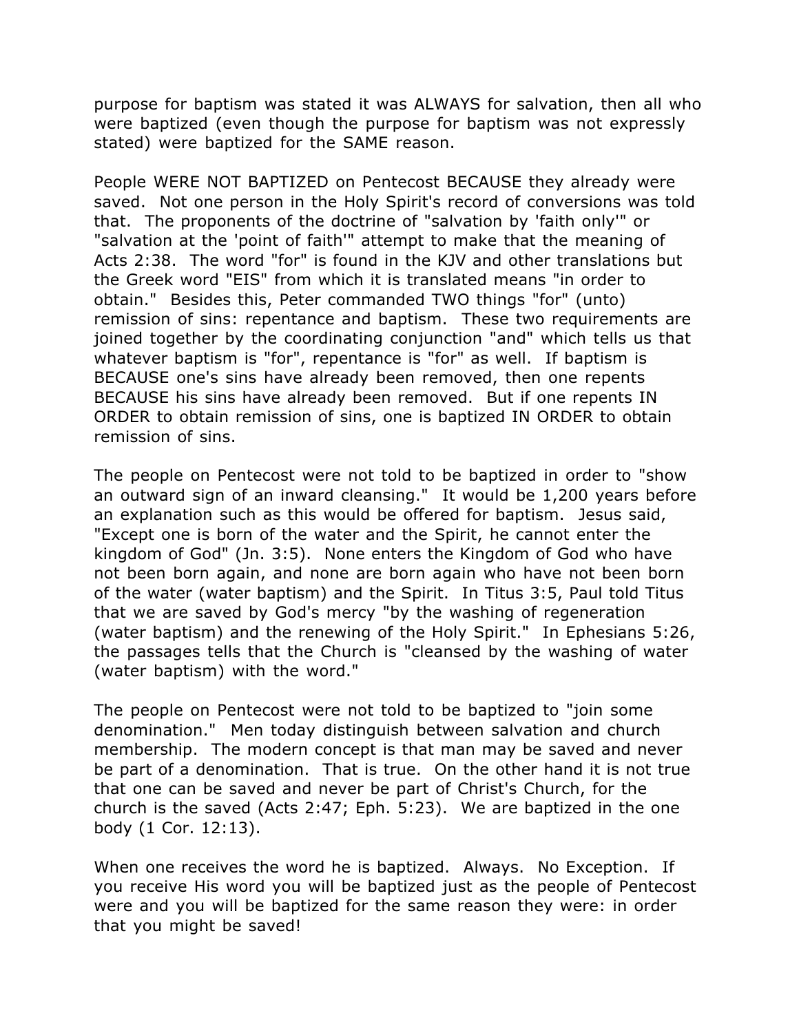purpose for baptism was stated it was ALWAYS for salvation, then all who were baptized (even though the purpose for baptism was not expressly stated) were baptized for the SAME reason.

People WERE NOT BAPTIZED on Pentecost BECAUSE they already were saved. Not one person in the Holy Spirit's record of conversions was told that. The proponents of the doctrine of "salvation by 'faith only'" or "salvation at the 'point of faith'" attempt to make that the meaning of Acts 2:38. The word "for" is found in the KJV and other translations but the Greek word "EIS" from which it is translated means "in order to obtain." Besides this, Peter commanded TWO things "for" (unto) remission of sins: repentance and baptism. These two requirements are joined together by the coordinating conjunction "and" which tells us that whatever baptism is "for", repentance is "for" as well. If baptism is BECAUSE one's sins have already been removed, then one repents BECAUSE his sins have already been removed. But if one repents IN ORDER to obtain remission of sins, one is baptized IN ORDER to obtain remission of sins.

The people on Pentecost were not told to be baptized in order to "show an outward sign of an inward cleansing." It would be 1,200 years before an explanation such as this would be offered for baptism. Jesus said, "Except one is born of the water and the Spirit, he cannot enter the kingdom of God" (Jn. 3:5). None enters the Kingdom of God who have not been born again, and none are born again who have not been born of the water (water baptism) and the Spirit. In Titus 3:5, Paul told Titus that we are saved by God's mercy "by the washing of regeneration (water baptism) and the renewing of the Holy Spirit." In Ephesians 5:26, the passages tells that the Church is "cleansed by the washing of water (water baptism) with the word."

The people on Pentecost were not told to be baptized to "join some denomination." Men today distinguish between salvation and church membership. The modern concept is that man may be saved and never be part of a denomination. That is true. On the other hand it is not true that one can be saved and never be part of Christ's Church, for the church is the saved (Acts 2:47; Eph. 5:23). We are baptized in the one body (1 Cor. 12:13).

When one receives the word he is baptized. Always. No Exception. If you receive His word you will be baptized just as the people of Pentecost were and you will be baptized for the same reason they were: in order that you might be saved!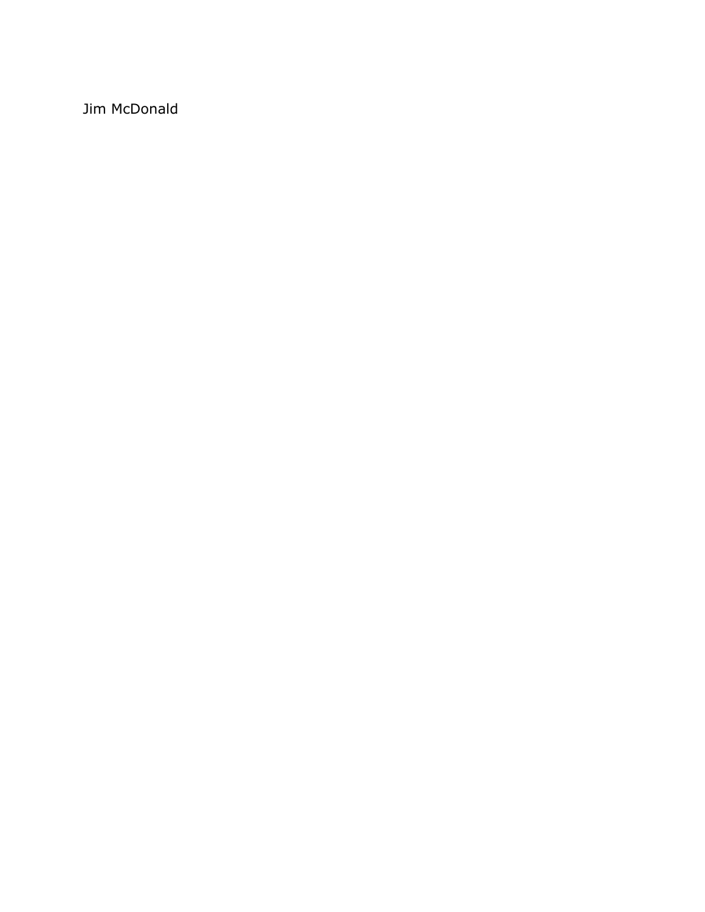Jim McDonald